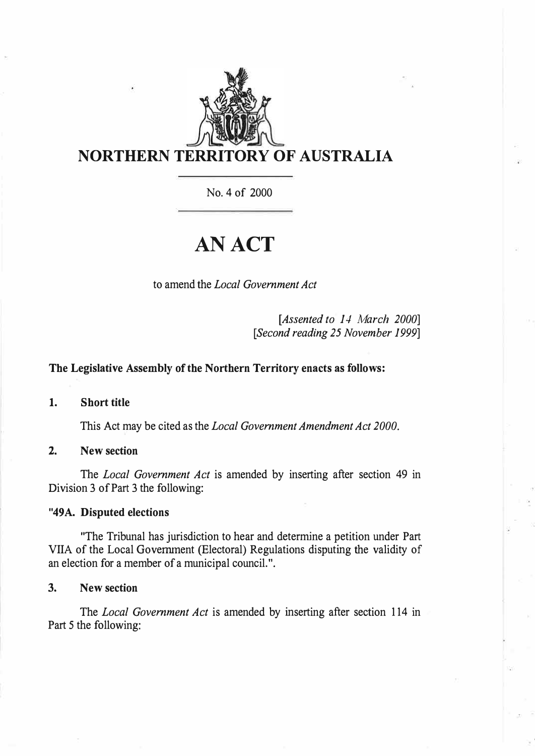# NORTHERN TERRITORY OF AUSTRALIA

No. 4 of 2000

# AN ACT

to amend the *Local Government Act*

*[Assented to 14 March 2000]*
*[Second reading 25 November 1999]*

**The Legislative Assembly of the Northern Territory enacts as follows:**

**1. Short title**

This Act may be cited as the *Local Government Amendment Act 2000*.

**2. New section**

The *Local Government Act* is amended by inserting after section 49 in Division 3 of Part 3 the following:

**"49A. Disputed elections**

"The Tribunal has jurisdiction to hear and determine a petition under Part VIIA of the Local Government (Electoral) Regulations disputing the validity of an election for a member of a municipal council.".

**3. New section**

The *Local Government Act* is amended by inserting after section 114 in Part 5 the following: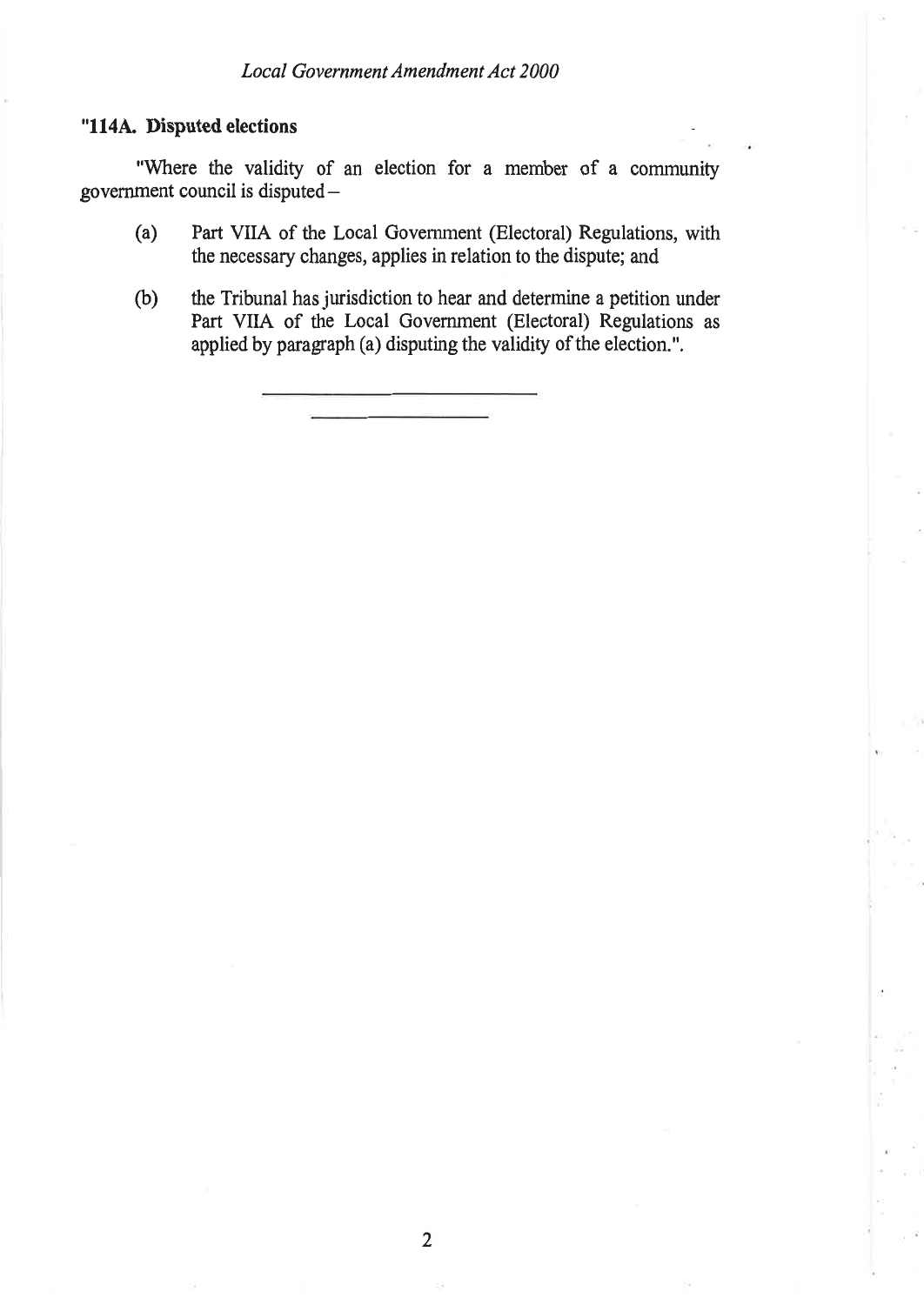**"114A. Disputed elections**

"Where the validity of an election for a member of a community government council is disputed –

(a) Part VIIA of the Local Government (Electoral) Regulations, with the necessary changes, applies in relation to the dispute; and

(b) the Tribunal has jurisdiction to hear and determine a petition under Part VIIA of the Local Government (Electoral) Regulations as applied by paragraph (a) disputing the validity of the election.".